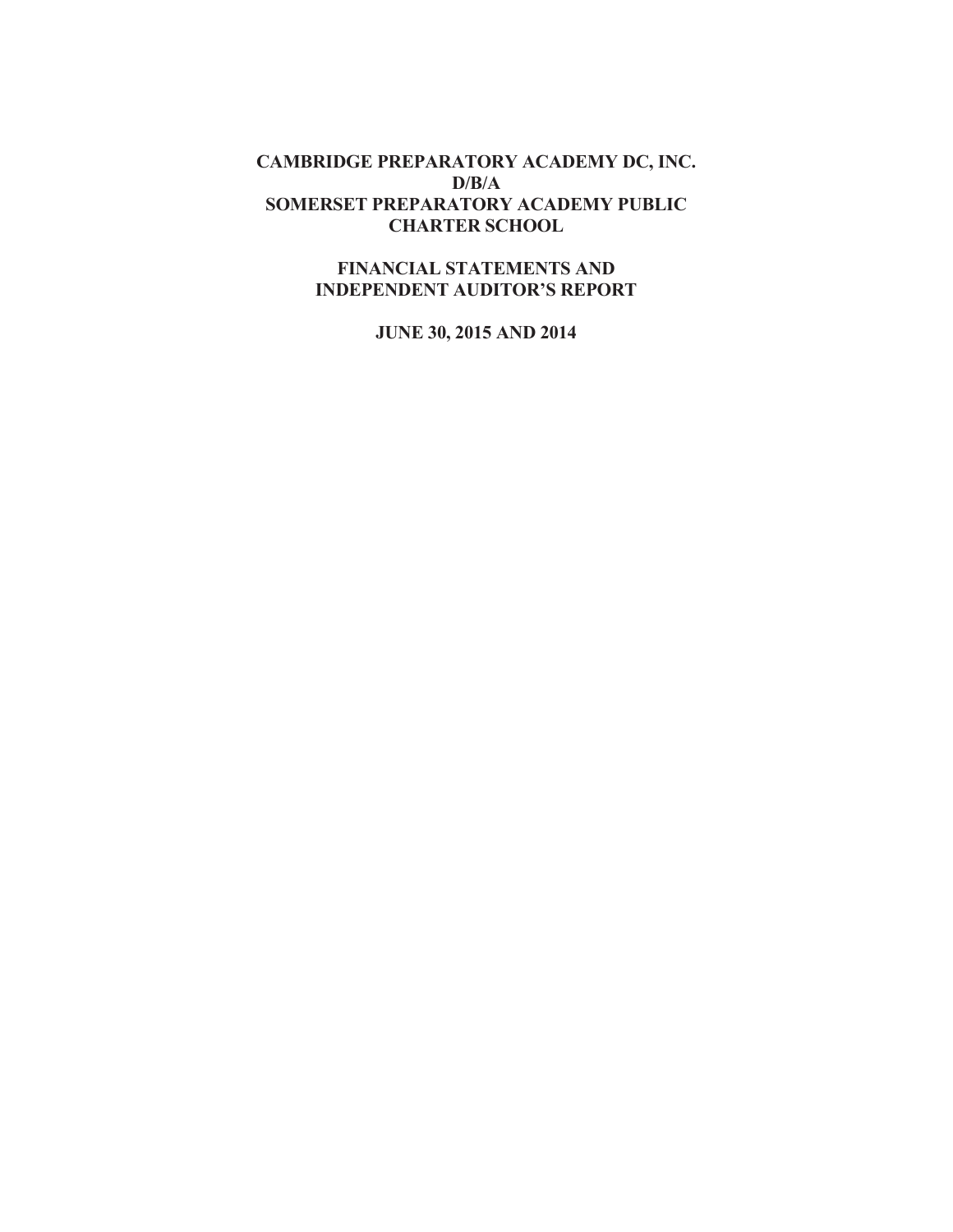# CAMBRIDGE PREPARATORY ACADEMY DC, INC.
# D/B/A
# SOMERSET PREPARATORY ACADEMY PUBLIC CHARTER SCHOOL

## FINANCIAL STATEMENTS AND INDEPENDENT AUDITOR'S REPORT

## JUNE 30, 2015 AND 2014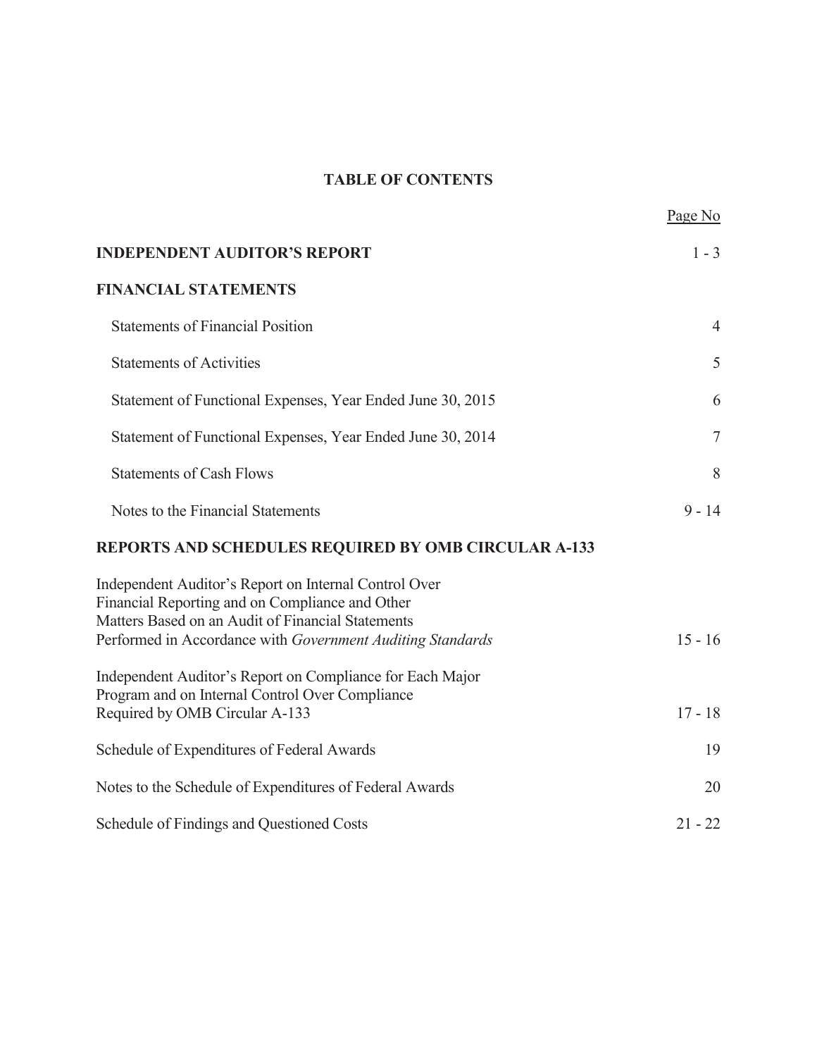# TABLE OF CONTENTS

| | Page No |
|---|---|
| **INDEPENDENT AUDITOR'S REPORT** | 1 - 3 |
| **FINANCIAL STATEMENTS** | |
| Statements of Financial Position | 4 |
| Statements of Activities | 5 |
| Statement of Functional Expenses, Year Ended June 30, 2015 | 6 |
| Statement of Functional Expenses, Year Ended June 30, 2014 | 7 |
| Statements of Cash Flows | 8 |
| Notes to the Financial Statements | 9 - 14 |
| **REPORTS AND SCHEDULES REQUIRED BY OMB CIRCULAR A-133** | |
| Independent Auditor's Report on Internal Control Over Financial Reporting and on Compliance and Other Matters Based on an Audit of Financial Statements Performed in Accordance with *Government Auditing Standards* | 15 - 16 |
| Independent Auditor's Report on Compliance for Each Major Program and on Internal Control Over Compliance Required by OMB Circular A-133 | 17 - 18 |
| Schedule of Expenditures of Federal Awards | 19 |
| Notes to the Schedule of Expenditures of Federal Awards | 20 |
| Schedule of Findings and Questioned Costs | 21 - 22 |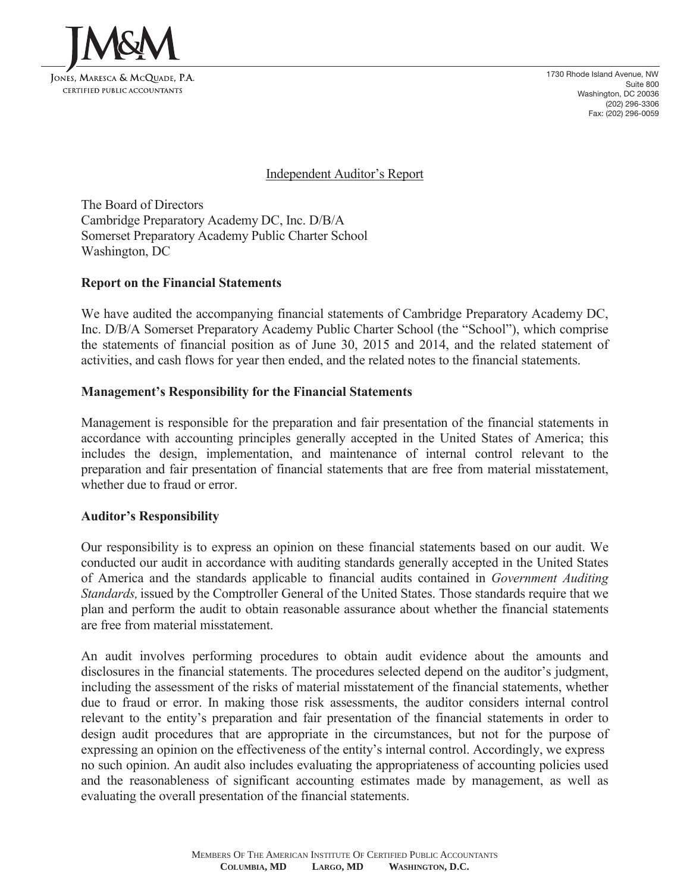JM&M

JONES, MARESCA & MCQUADE, P.A.
CERTIFIED PUBLIC ACCOUNTANTS

1730 Rhode Island Avenue, NW
Suite 800
Washington, DC 20036
(202) 296-3306
Fax: (202) 296-0059

## Independent Auditor's Report

The Board of Directors
Cambridge Preparatory Academy DC, Inc. D/B/A
Somerset Preparatory Academy Public Charter School
Washington, DC

### Report on the Financial Statements

We have audited the accompanying financial statements of Cambridge Preparatory Academy DC, Inc. D/B/A Somerset Preparatory Academy Public Charter School (the "School"), which comprise the statements of financial position as of June 30, 2015 and 2014, and the related statement of activities, and cash flows for year then ended, and the related notes to the financial statements.

### Management's Responsibility for the Financial Statements

Management is responsible for the preparation and fair presentation of the financial statements in accordance with accounting principles generally accepted in the United States of America; this includes the design, implementation, and maintenance of internal control relevant to the preparation and fair presentation of financial statements that are free from material misstatement, whether due to fraud or error.

### Auditor's Responsibility

Our responsibility is to express an opinion on these financial statements based on our audit. We conducted our audit in accordance with auditing standards generally accepted in the United States of America and the standards applicable to financial audits contained in *Government Auditing Standards,* issued by the Comptroller General of the United States. Those standards require that we plan and perform the audit to obtain reasonable assurance about whether the financial statements are free from material misstatement.

An audit involves performing procedures to obtain audit evidence about the amounts and disclosures in the financial statements. The procedures selected depend on the auditor's judgment, including the assessment of the risks of material misstatement of the financial statements, whether due to fraud or error. In making those risk assessments, the auditor considers internal control relevant to the entity's preparation and fair presentation of the financial statements in order to design audit procedures that are appropriate in the circumstances, but not for the purpose of expressing an opinion on the effectiveness of the entity's internal control. Accordingly, we express no such opinion. An audit also includes evaluating the appropriateness of accounting policies used and the reasonableness of significant accounting estimates made by management, as well as evaluating the overall presentation of the financial statements.

MEMBERS OF THE AMERICAN INSTITUTE OF CERTIFIED PUBLIC ACCOUNTANTS
**COLUMBIA, MD LARGO, MD WASHINGTON, D.C.**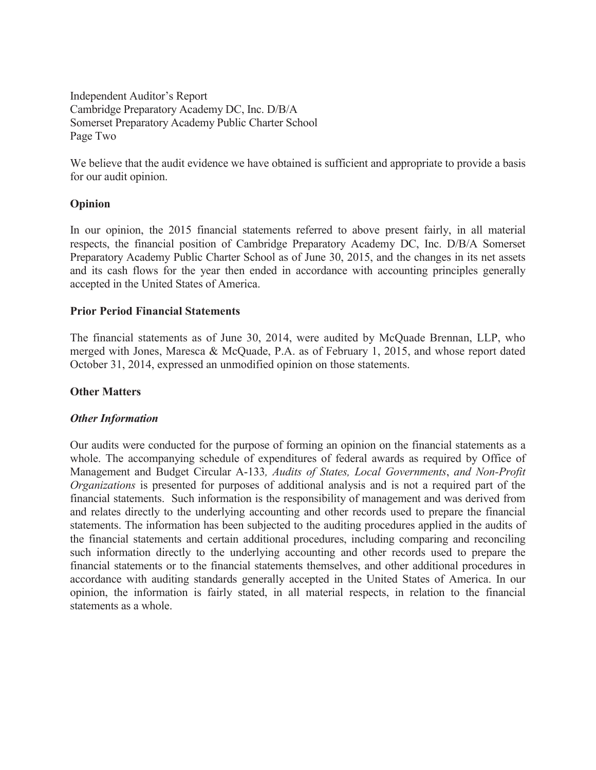We believe that the audit evidence we have obtained is sufficient and appropriate to provide a basis for our audit opinion.

**Opinion**

In our opinion, the 2015 financial statements referred to above present fairly, in all material respects, the financial position of Cambridge Preparatory Academy DC, Inc. D/B/A Somerset Preparatory Academy Public Charter School as of June 30, 2015, and the changes in its net assets and its cash flows for the year then ended in accordance with accounting principles generally accepted in the United States of America.

**Prior Period Financial Statements**

The financial statements as of June 30, 2014, were audited by McQuade Brennan, LLP, who merged with Jones, Maresca & McQuade, P.A. as of February 1, 2015, and whose report dated October 31, 2014, expressed an unmodified opinion on those statements.

**Other Matters**

***Other Information***

Our audits were conducted for the purpose of forming an opinion on the financial statements as a whole. The accompanying schedule of expenditures of federal awards as required by Office of Management and Budget Circular A-133*, Audits of States, Local Governments*, *and Non-Profit Organizations* is presented for purposes of additional analysis and is not a required part of the financial statements. Such information is the responsibility of management and was derived from and relates directly to the underlying accounting and other records used to prepare the financial statements. The information has been subjected to the auditing procedures applied in the audits of the financial statements and certain additional procedures, including comparing and reconciling such information directly to the underlying accounting and other records used to prepare the financial statements or to the financial statements themselves, and other additional procedures in accordance with auditing standards generally accepted in the United States of America. In our opinion, the information is fairly stated, in all material respects, in relation to the financial statements as a whole.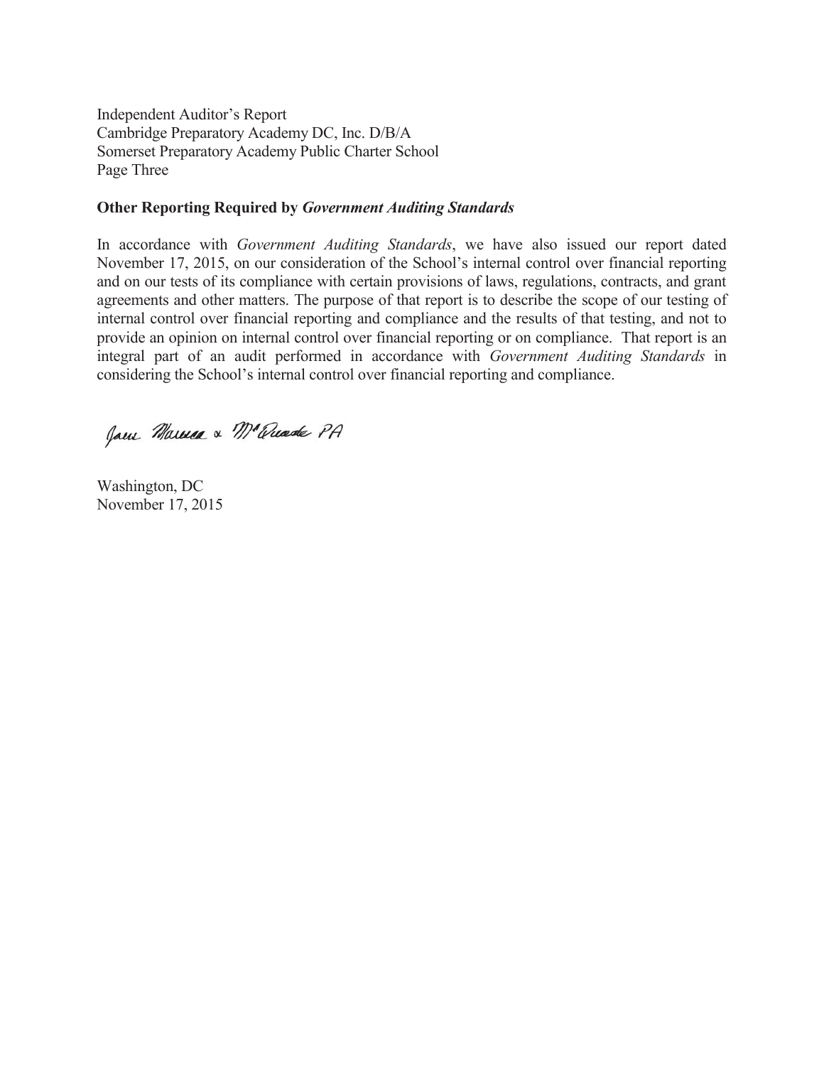Independent Auditor's Report
Cambridge Preparatory Academy DC, Inc. D/B/A
Somerset Preparatory Academy Public Charter School
Page Three

**Other Reporting Required by *Government Auditing Standards***

In accordance with *Government Auditing Standards*, we have also issued our report dated November 17, 2015, on our consideration of the School's internal control over financial reporting and on our tests of its compliance with certain provisions of laws, regulations, contracts, and grant agreements and other matters. The purpose of that report is to describe the scope of our testing of internal control over financial reporting and compliance and the results of that testing, and not to provide an opinion on internal control over financial reporting or on compliance. That report is an integral part of an audit performed in accordance with *Government Auditing Standards* in considering the School's internal control over financial reporting and compliance.

Jaen Maresca & McQuade PA

Washington, DC
November 17, 2015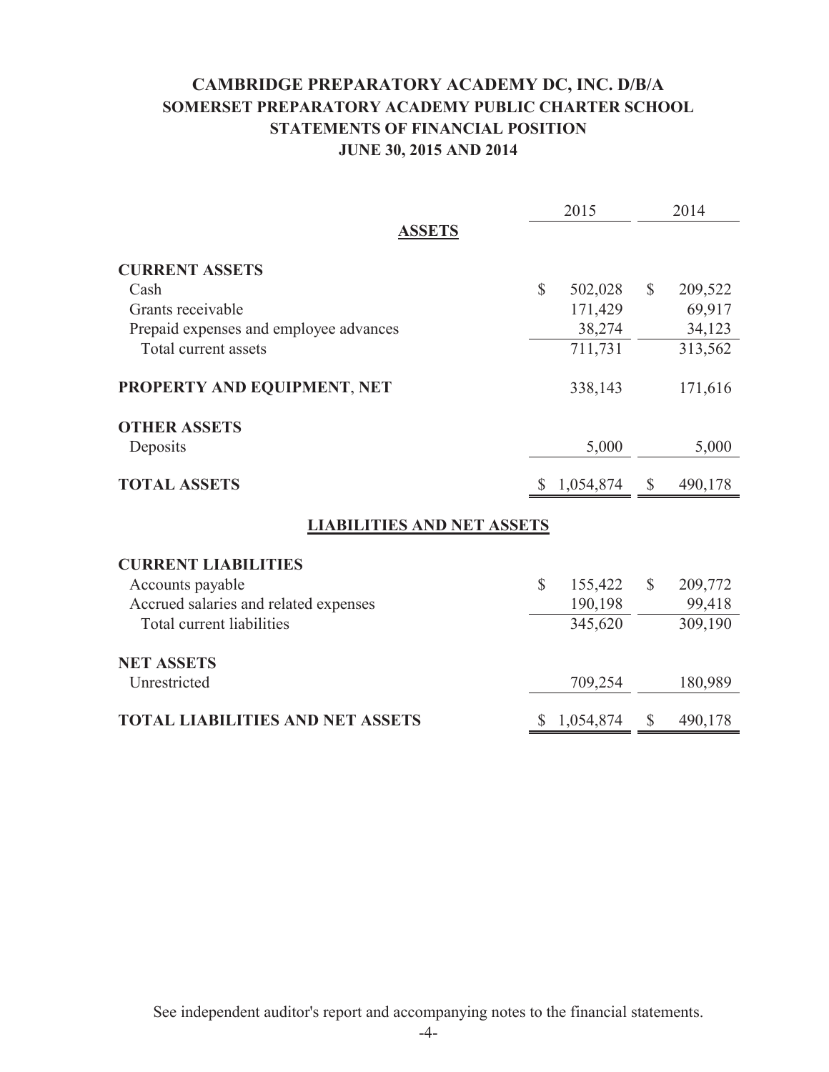# CAMBRIDGE PREPARATORY ACADEMY DC, INC. D/B/A
# SOMERSET PREPARATORY ACADEMY PUBLIC CHARTER SCHOOL
## STATEMENTS OF FINANCIAL POSITION
## JUNE 30, 2015 AND 2014

| | 2015 | 2014 |
|---|---|---|
| **ASSETS** | | |
| **CURRENT ASSETS** | | |
| Cash | $ 502,028 | $ 209,522 |
| Grants receivable | 171,429 | 69,917 |
| Prepaid expenses and employee advances | 38,274 | 34,123 |
| Total current assets | 711,731 | 313,562 |
| **PROPERTY AND EQUIPMENT, NET** | 338,143 | 171,616 |
| **OTHER ASSETS** | | |
| Deposits | 5,000 | 5,000 |
| **TOTAL ASSETS** | $ 1,054,874 | $ 490,178 |
| **LIABILITIES AND NET ASSETS** | | |
| **CURRENT LIABILITIES** | | |
| Accounts payable | $ 155,422 | $ 209,772 |
| Accrued salaries and related expenses | 190,198 | 99,418 |
| Total current liabilities | 345,620 | 309,190 |
| **NET ASSETS** | | |
| Unrestricted | 709,254 | 180,989 |
| **TOTAL LIABILITIES AND NET ASSETS** | $ 1,054,874 | $ 490,178 |

See independent auditor's report and accompanying notes to the financial statements.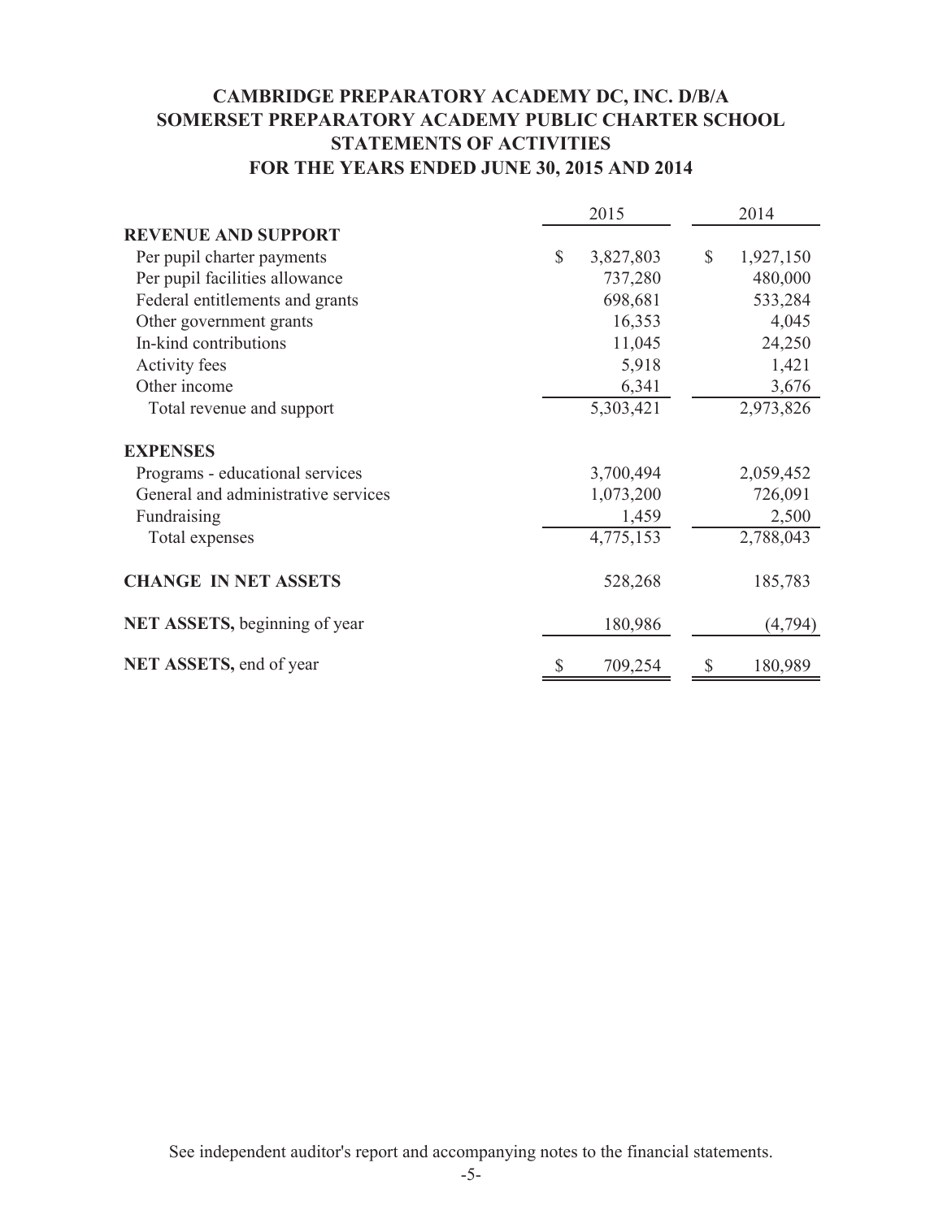# CAMBRIDGE PREPARATORY ACADEMY DC, INC. D/B/A SOMERSET PREPARATORY ACADEMY PUBLIC CHARTER SCHOOL

## STATEMENTS OF ACTIVITIES

## FOR THE YEARS ENDED JUNE 30, 2015 AND 2014

| | 2015 | 2014 |
|---|---|---|
| **REVENUE AND SUPPORT** | | |
| Per pupil charter payments | $ 3,827,803 | $ 1,927,150 |
| Per pupil facilities allowance | 737,280 | 480,000 |
| Federal entitlements and grants | 698,681 | 533,284 |
| Other government grants | 16,353 | 4,045 |
| In-kind contributions | 11,045 | 24,250 |
| Activity fees | 5,918 | 1,421 |
| Other income | 6,341 | 3,676 |
| Total revenue and support | 5,303,421 | 2,973,826 |
| **EXPENSES** | | |
| Programs - educational services | 3,700,494 | 2,059,452 |
| General and administrative services | 1,073,200 | 726,091 |
| Fundraising | 1,459 | 2,500 |
| Total expenses | 4,775,153 | 2,788,043 |
| **CHANGE IN NET ASSETS** | 528,268 | 185,783 |
| **NET ASSETS,** beginning of year | 180,986 | (4,794) |
| **NET ASSETS,** end of year | $ 709,254 | $ 180,989 |

See independent auditor's report and accompanying notes to the financial statements.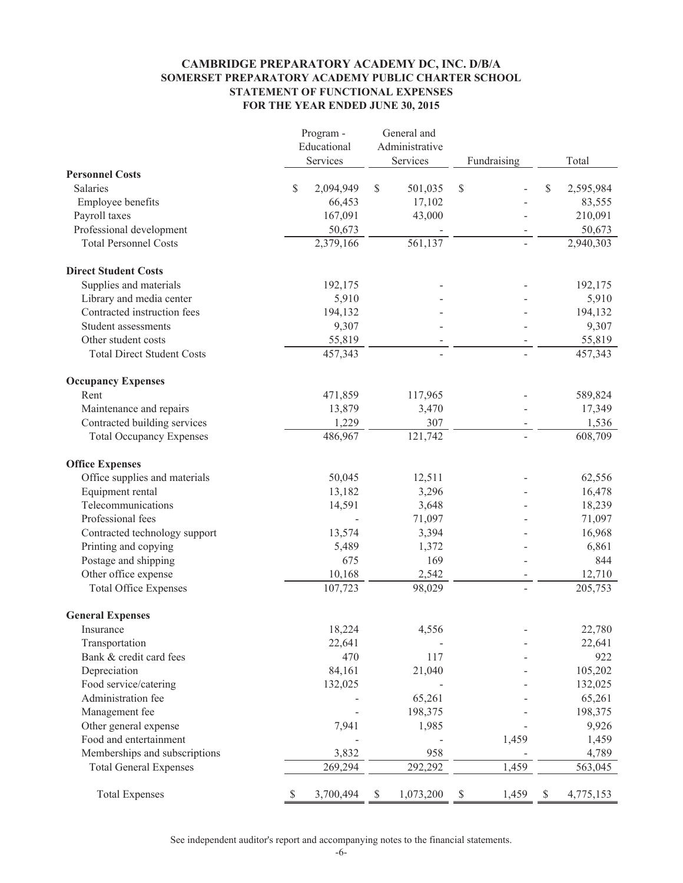# CAMBRIDGE PREPARATORY ACADEMY DC, INC. D/B/A
## SOMERSET PREPARATORY ACADEMY PUBLIC CHARTER SCHOOL
## STATEMENT OF FUNCTIONAL EXPENSES
## FOR THE YEAR ENDED JUNE 30, 2015

| | Program - Educational Services | General and Administrative Services | Fundraising | Total |
|---|---|---|---|---|
| **Personnel Costs** | | | | |
| Salaries | $ 2,094,949 | $ 501,035 | $ - | $ 2,595,984 |
| Employee benefits | 66,453 | 17,102 | - | 83,555 |
| Payroll taxes | 167,091 | 43,000 | - | 210,091 |
| Professional development | 50,673 | - | - | 50,673 |
| Total Personnel Costs | 2,379,166 | 561,137 | - | 2,940,303 |
| **Direct Student Costs** | | | | |
| Supplies and materials | 192,175 | - | - | 192,175 |
| Library and media center | 5,910 | - | - | 5,910 |
| Contracted instruction fees | 194,132 | - | - | 194,132 |
| Student assessments | 9,307 | - | - | 9,307 |
| Other student costs | 55,819 | - | - | 55,819 |
| Total Direct Student Costs | 457,343 | - | - | 457,343 |
| **Occupancy Expenses** | | | | |
| Rent | 471,859 | 117,965 | - | 589,824 |
| Maintenance and repairs | 13,879 | 3,470 | - | 17,349 |
| Contracted building services | 1,229 | 307 | - | 1,536 |
| Total Occupancy Expenses | 486,967 | 121,742 | - | 608,709 |
| **Office Expenses** | | | | |
| Office supplies and materials | 50,045 | 12,511 | - | 62,556 |
| Equipment rental | 13,182 | 3,296 | - | 16,478 |
| Telecommunications | 14,591 | 3,648 | - | 18,239 |
| Professional fees | - | 71,097 | - | 71,097 |
| Contracted technology support | 13,574 | 3,394 | - | 16,968 |
| Printing and copying | 5,489 | 1,372 | - | 6,861 |
| Postage and shipping | 675 | 169 | - | 844 |
| Other office expense | 10,168 | 2,542 | - | 12,710 |
| Total Office Expenses | 107,723 | 98,029 | - | 205,753 |
| **General Expenses** | | | | |
| Insurance | 18,224 | 4,556 | - | 22,780 |
| Transportation | 22,641 | - | - | 22,641 |
| Bank & credit card fees | 470 | 117 | - | 922 |
| Depreciation | 84,161 | 21,040 | - | 105,202 |
| Food service/catering | 132,025 | - | - | 132,025 |
| Administration fee | - | 65,261 | - | 65,261 |
| Management fee | - | 198,375 | - | 198,375 |
| Other general expense | 7,941 | 1,985 | - | 9,926 |
| Food and entertainment | - | - | 1,459 | 1,459 |
| Memberships and subscriptions | 3,832 | 958 | - | 4,789 |
| Total General Expenses | 269,294 | 292,292 | 1,459 | 563,045 |
| Total Expenses | $ 3,700,494 | $ 1,073,200 | $ 1,459 | $ 4,775,153 |

See independent auditor's report and accompanying notes to the financial statements.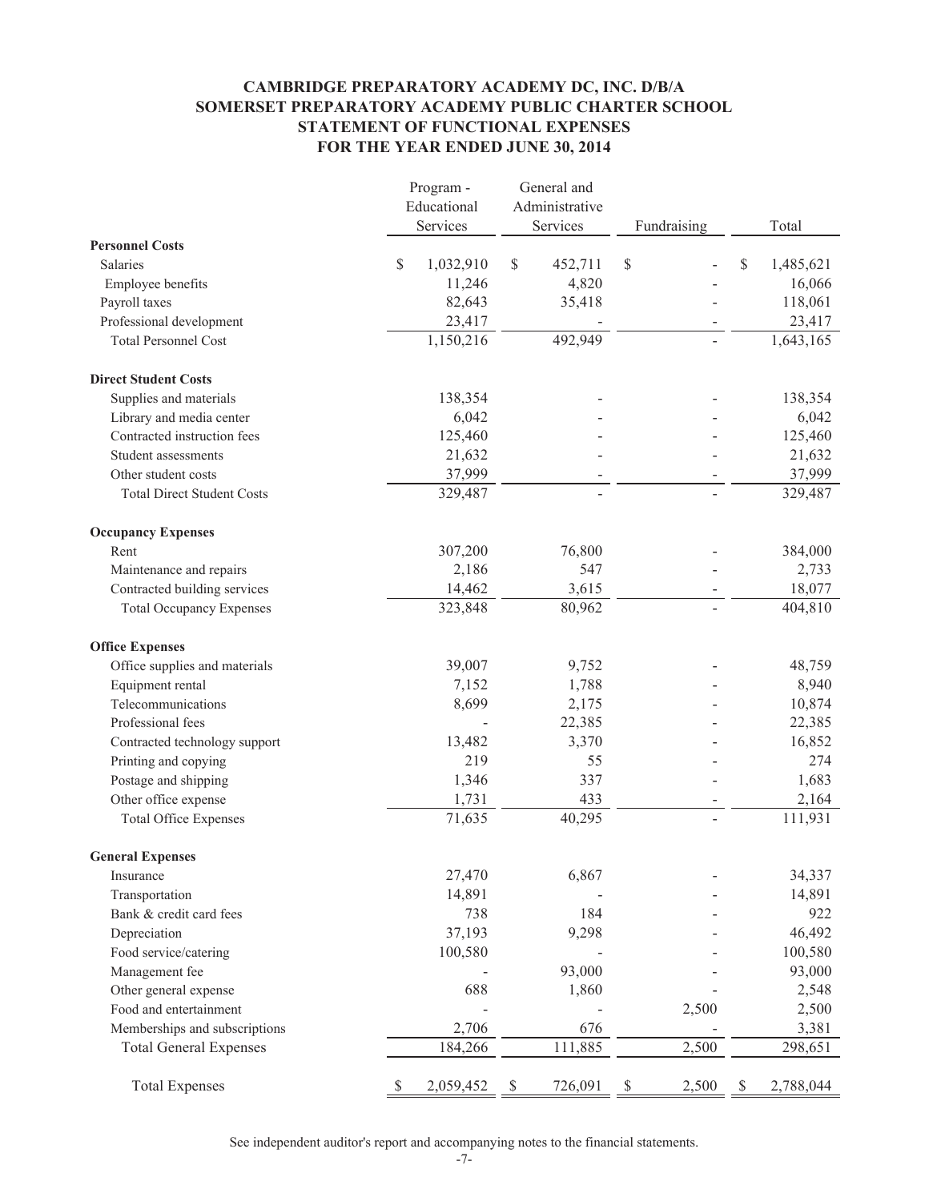# CAMBRIDGE PREPARATORY ACADEMY DC, INC. D/B/A
# SOMERSET PREPARATORY ACADEMY PUBLIC CHARTER SCHOOL
## STATEMENT OF FUNCTIONAL EXPENSES
## FOR THE YEAR ENDED JUNE 30, 2014

| | Program - Educational Services | General and Administrative Services | Fundraising | Total |
|---|---|---|---|---|
| **Personnel Costs** | | | | |
| Salaries | $ 1,032,910 | $ 452,711 | $ - | $ 1,485,621 |
| Employee benefits | 11,246 | 4,820 | - | 16,066 |
| Payroll taxes | 82,643 | 35,418 | - | 118,061 |
| Professional development | 23,417 | - | - | 23,417 |
| Total Personnel Cost | 1,150,216 | 492,949 | - | 1,643,165 |
| **Direct Student Costs** | | | | |
| Supplies and materials | 138,354 | - | - | 138,354 |
| Library and media center | 6,042 | - | - | 6,042 |
| Contracted instruction fees | 125,460 | - | - | 125,460 |
| Student assessments | 21,632 | - | - | 21,632 |
| Other student costs | 37,999 | - | - | 37,999 |
| Total Direct Student Costs | 329,487 | - | - | 329,487 |
| **Occupancy Expenses** | | | | |
| Rent | 307,200 | 76,800 | - | 384,000 |
| Maintenance and repairs | 2,186 | 547 | - | 2,733 |
| Contracted building services | 14,462 | 3,615 | - | 18,077 |
| Total Occupancy Expenses | 323,848 | 80,962 | - | 404,810 |
| **Office Expenses** | | | | |
| Office supplies and materials | 39,007 | 9,752 | - | 48,759 |
| Equipment rental | 7,152 | 1,788 | - | 8,940 |
| Telecommunications | 8,699 | 2,175 | - | 10,874 |
| Professional fees | - | 22,385 | - | 22,385 |
| Contracted technology support | 13,482 | 3,370 | - | 16,852 |
| Printing and copying | 219 | 55 | - | 274 |
| Postage and shipping | 1,346 | 337 | - | 1,683 |
| Other office expense | 1,731 | 433 | - | 2,164 |
| Total Office Expenses | 71,635 | 40,295 | - | 111,931 |
| **General Expenses** | | | | |
| Insurance | 27,470 | 6,867 | - | 34,337 |
| Transportation | 14,891 | - | - | 14,891 |
| Bank & credit card fees | 738 | 184 | - | 922 |
| Depreciation | 37,193 | 9,298 | - | 46,492 |
| Food service/catering | 100,580 | - | - | 100,580 |
| Management fee | - | 93,000 | - | 93,000 |
| Other general expense | 688 | 1,860 | - | 2,548 |
| Food and entertainment | - | - | 2,500 | 2,500 |
| Memberships and subscriptions | 2,706 | 676 | - | 3,381 |
| Total General Expenses | 184,266 | 111,885 | 2,500 | 298,651 |
| Total Expenses | $ 2,059,452 | $ 726,091 | $ 2,500 | $ 2,788,044 |

See independent auditor's report and accompanying notes to the financial statements.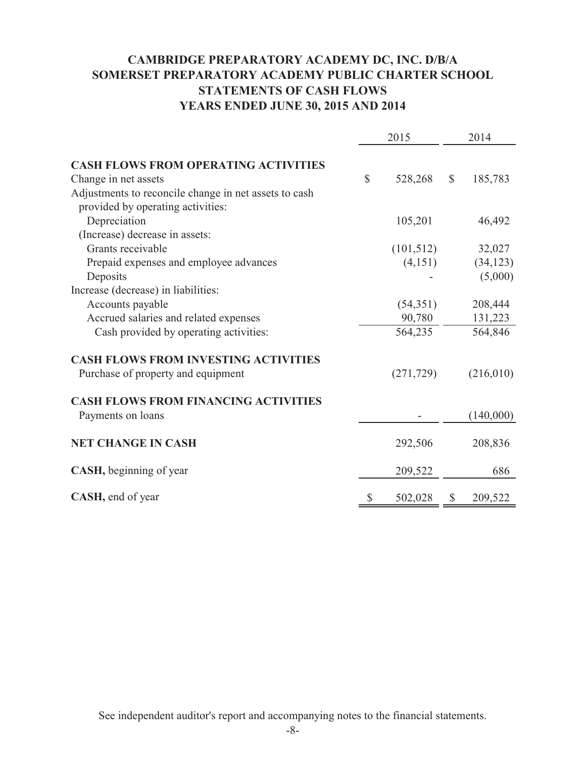# CAMBRIDGE PREPARATORY ACADEMY DC, INC. D/B/A SOMERSET PREPARATORY ACADEMY PUBLIC CHARTER SCHOOL

## STATEMENTS OF CASH FLOWS

## YEARS ENDED JUNE 30, 2015 AND 2014

| | 2015 | 2014 |
|---|---|---|
| **CASH FLOWS FROM OPERATING ACTIVITIES** | | |
| Change in net assets | $ 528,268 | $ 185,783 |
| Adjustments to reconcile change in net assets to cash provided by operating activities: | | |
| Depreciation | 105,201 | 46,492 |
| (Increase) decrease in assets: | | |
| Grants receivable | (101,512) | 32,027 |
| Prepaid expenses and employee advances | (4,151) | (34,123) |
| Deposits | - | (5,000) |
| Increase (decrease) in liabilities: | | |
| Accounts payable | (54,351) | 208,444 |
| Accrued salaries and related expenses | 90,780 | 131,223 |
| Cash provided by operating activities: | 564,235 | 564,846 |
| **CASH FLOWS FROM INVESTING ACTIVITIES** | | |
| Purchase of property and equipment | (271,729) | (216,010) |
| **CASH FLOWS FROM FINANCING ACTIVITIES** | | |
| Payments on loans | - | (140,000) |
| **NET CHANGE IN CASH** | 292,506 | 208,836 |
| **CASH,** beginning of year | 209,522 | 686 |
| **CASH,** end of year | $ 502,028 | $ 209,522 |

See independent auditor's report and accompanying notes to the financial statements.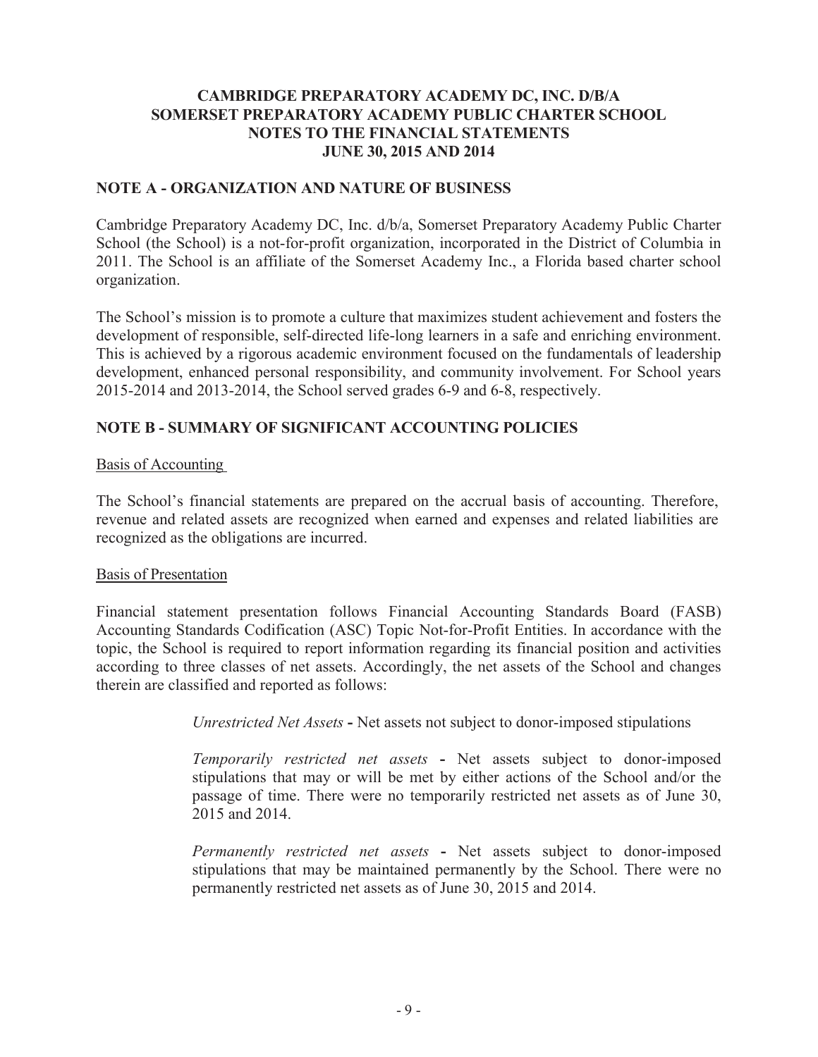**CAMBRIDGE PREPARATORY ACADEMY DC, INC. D/B/A**
**SOMERSET PREPARATORY ACADEMY PUBLIC CHARTER SCHOOL**
**NOTES TO THE FINANCIAL STATEMENTS**
**JUNE 30, 2015 AND 2014**

## NOTE A - ORGANIZATION AND NATURE OF BUSINESS

Cambridge Preparatory Academy DC, Inc. d/b/a, Somerset Preparatory Academy Public Charter School (the School) is a not-for-profit organization, incorporated in the District of Columbia in 2011. The School is an affiliate of the Somerset Academy Inc., a Florida based charter school organization.

The School's mission is to promote a culture that maximizes student achievement and fosters the development of responsible, self-directed life-long learners in a safe and enriching environment. This is achieved by a rigorous academic environment focused on the fundamentals of leadership development, enhanced personal responsibility, and community involvement. For School years 2015-2014 and 2013-2014, the School served grades 6-9 and 6-8, respectively.

## NOTE B - SUMMARY OF SIGNIFICANT ACCOUNTING POLICIES

Basis of Accounting

The School's financial statements are prepared on the accrual basis of accounting. Therefore, revenue and related assets are recognized when earned and expenses and related liabilities are recognized as the obligations are incurred.

Basis of Presentation

Financial statement presentation follows Financial Accounting Standards Board (FASB) Accounting Standards Codification (ASC) Topic Not-for-Profit Entities. In accordance with the topic, the School is required to report information regarding its financial position and activities according to three classes of net assets. Accordingly, the net assets of the School and changes therein are classified and reported as follows:

> *Unrestricted Net Assets* - Net assets not subject to donor-imposed stipulations
>
> *Temporarily restricted net assets* - Net assets subject to donor-imposed stipulations that may or will be met by either actions of the School and/or the passage of time. There were no temporarily restricted net assets as of June 30, 2015 and 2014.
>
> *Permanently restricted net assets* - Net assets subject to donor-imposed stipulations that may be maintained permanently by the School. There were no permanently restricted net assets as of June 30, 2015 and 2014.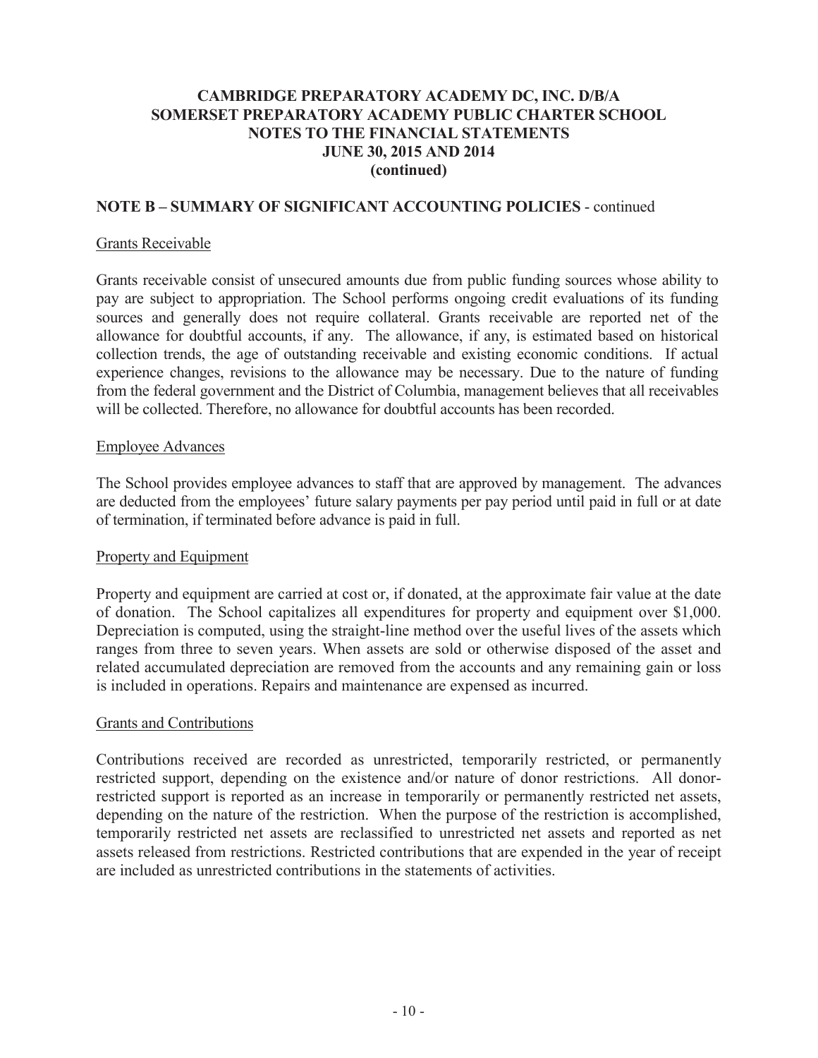# CAMBRIDGE PREPARATORY ACADEMY DC, INC. D/B/A SOMERSET PREPARATORY ACADEMY PUBLIC CHARTER SCHOOL NOTES TO THE FINANCIAL STATEMENTS JUNE 30, 2015 AND 2014 (continued)

## NOTE B – SUMMARY OF SIGNIFICANT ACCOUNTING POLICIES - continued

### Grants Receivable

Grants receivable consist of unsecured amounts due from public funding sources whose ability to pay are subject to appropriation. The School performs ongoing credit evaluations of its funding sources and generally does not require collateral. Grants receivable are reported net of the allowance for doubtful accounts, if any. The allowance, if any, is estimated based on historical collection trends, the age of outstanding receivable and existing economic conditions. If actual experience changes, revisions to the allowance may be necessary. Due to the nature of funding from the federal government and the District of Columbia, management believes that all receivables will be collected. Therefore, no allowance for doubtful accounts has been recorded.

### Employee Advances

The School provides employee advances to staff that are approved by management. The advances are deducted from the employees' future salary payments per pay period until paid in full or at date of termination, if terminated before advance is paid in full.

### Property and Equipment

Property and equipment are carried at cost or, if donated, at the approximate fair value at the date of donation. The School capitalizes all expenditures for property and equipment over $1,000. Depreciation is computed, using the straight-line method over the useful lives of the assets which ranges from three to seven years. When assets are sold or otherwise disposed of the asset and related accumulated depreciation are removed from the accounts and any remaining gain or loss is included in operations. Repairs and maintenance are expensed as incurred.

### Grants and Contributions

Contributions received are recorded as unrestricted, temporarily restricted, or permanently restricted support, depending on the existence and/or nature of donor restrictions. All donor-restricted support is reported as an increase in temporarily or permanently restricted net assets, depending on the nature of the restriction. When the purpose of the restriction is accomplished, temporarily restricted net assets are reclassified to unrestricted net assets and reported as net assets released from restrictions. Restricted contributions that are expended in the year of receipt are included as unrestricted contributions in the statements of activities.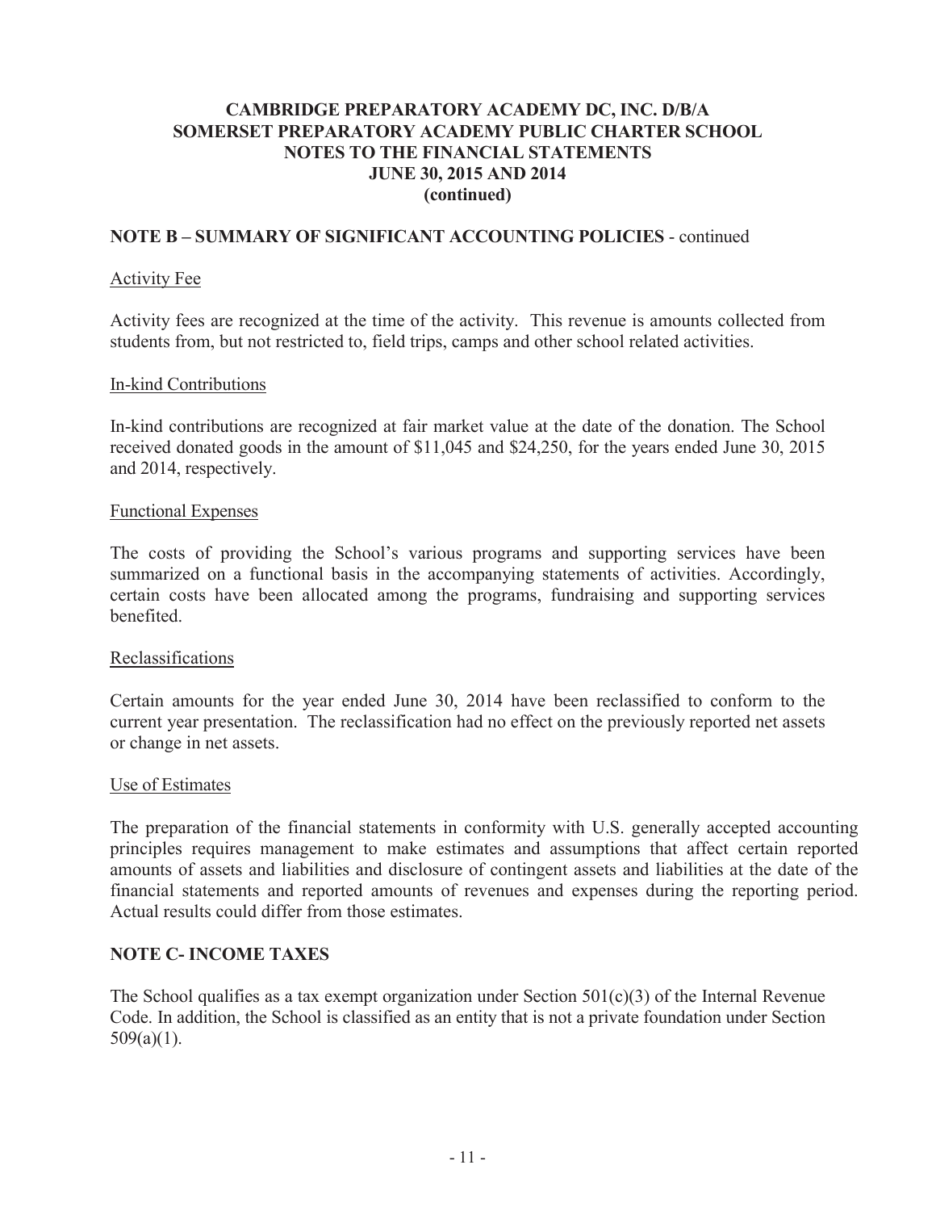# CAMBRIDGE PREPARATORY ACADEMY DC, INC. D/B/A SOMERSET PREPARATORY ACADEMY PUBLIC CHARTER SCHOOL NOTES TO THE FINANCIAL STATEMENTS JUNE 30, 2015 AND 2014 (continued)

## NOTE B – SUMMARY OF SIGNIFICANT ACCOUNTING POLICIES - continued

### Activity Fee

Activity fees are recognized at the time of the activity. This revenue is amounts collected from students from, but not restricted to, field trips, camps and other school related activities.

### In-kind Contributions

In-kind contributions are recognized at fair market value at the date of the donation. The School received donated goods in the amount of $11,045 and $24,250, for the years ended June 30, 2015 and 2014, respectively.

### Functional Expenses

The costs of providing the School's various programs and supporting services have been summarized on a functional basis in the accompanying statements of activities. Accordingly, certain costs have been allocated among the programs, fundraising and supporting services benefited.

### Reclassifications

Certain amounts for the year ended June 30, 2014 have been reclassified to conform to the current year presentation. The reclassification had no effect on the previously reported net assets or change in net assets.

### Use of Estimates

The preparation of the financial statements in conformity with U.S. generally accepted accounting principles requires management to make estimates and assumptions that affect certain reported amounts of assets and liabilities and disclosure of contingent assets and liabilities at the date of the financial statements and reported amounts of revenues and expenses during the reporting period. Actual results could differ from those estimates.

## NOTE C- INCOME TAXES

The School qualifies as a tax exempt organization under Section 501(c)(3) of the Internal Revenue Code. In addition, the School is classified as an entity that is not a private foundation under Section 509(a)(1).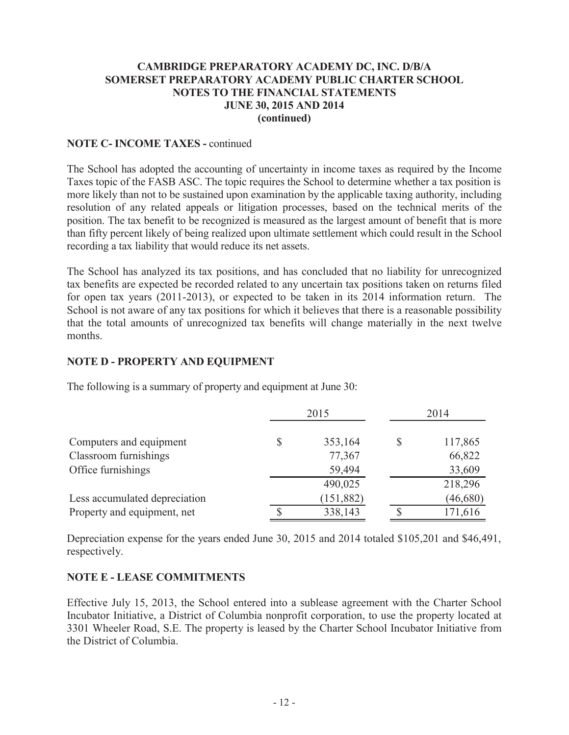### NOTE C- INCOME TAXES - continued

The School has adopted the accounting of uncertainty in income taxes as required by the Income Taxes topic of the FASB ASC. The topic requires the School to determine whether a tax position is more likely than not to be sustained upon examination by the applicable taxing authority, including resolution of any related appeals or litigation processes, based on the technical merits of the position. The tax benefit to be recognized is measured as the largest amount of benefit that is more than fifty percent likely of being realized upon ultimate settlement which could result in the School recording a tax liability that would reduce its net assets.

The School has analyzed its tax positions, and has concluded that no liability for unrecognized tax benefits are expected be recorded related to any uncertain tax positions taken on returns filed for open tax years (2011-2013), or expected to be taken in its 2014 information return. The School is not aware of any tax positions for which it believes that there is a reasonable possibility that the total amounts of unrecognized tax benefits will change materially in the next twelve months.

### NOTE D - PROPERTY AND EQUIPMENT

The following is a summary of property and equipment at June 30:

| | 2015 | 2014 |
|---|---|---|
| Computers and equipment | $ 353,164 | $ 117,865 |
| Classroom furnishings | 77,367 | 66,822 |
| Office furnishings | 59,494 | 33,609 |
| | 490,025 | 218,296 |
| Less accumulated depreciation | (151,882) | (46,680) |
| Property and equipment, net | $ 338,143 | $ 171,616 |

Depreciation expense for the years ended June 30, 2015 and 2014 totaled $105,201 and $46,491, respectively.

### NOTE E - LEASE COMMITMENTS

Effective July 15, 2013, the School entered into a sublease agreement with the Charter School Incubator Initiative, a District of Columbia nonprofit corporation, to use the property located at 3301 Wheeler Road, S.E. The property is leased by the Charter School Incubator Initiative from the District of Columbia.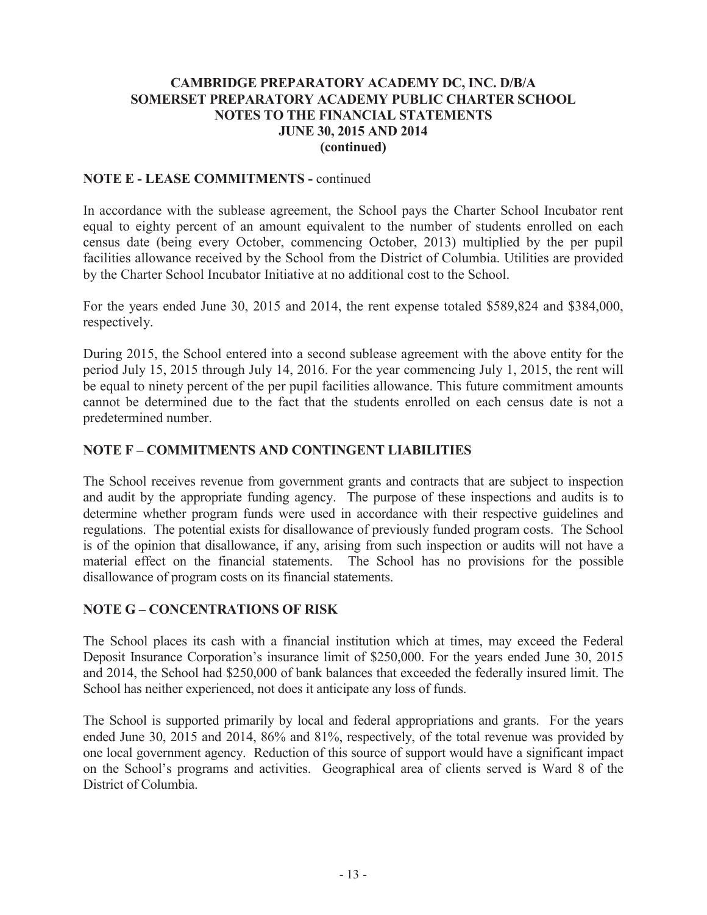**CAMBRIDGE PREPARATORY ACADEMY DC, INC. D/B/A**
**SOMERSET PREPARATORY ACADEMY PUBLIC CHARTER SCHOOL**
**NOTES TO THE FINANCIAL STATEMENTS**
**JUNE 30, 2015 AND 2014**
**(continued)**

## NOTE E - LEASE COMMITMENTS - continued

In accordance with the sublease agreement, the School pays the Charter School Incubator rent equal to eighty percent of an amount equivalent to the number of students enrolled on each census date (being every October, commencing October, 2013) multiplied by the per pupil facilities allowance received by the School from the District of Columbia. Utilities are provided by the Charter School Incubator Initiative at no additional cost to the School.

For the years ended June 30, 2015 and 2014, the rent expense totaled $589,824 and $384,000, respectively.

During 2015, the School entered into a second sublease agreement with the above entity for the period July 15, 2015 through July 14, 2016. For the year commencing July 1, 2015, the rent will be equal to ninety percent of the per pupil facilities allowance. This future commitment amounts cannot be determined due to the fact that the students enrolled on each census date is not a predetermined number.

## NOTE F – COMMITMENTS AND CONTINGENT LIABILITIES

The School receives revenue from government grants and contracts that are subject to inspection and audit by the appropriate funding agency. The purpose of these inspections and audits is to determine whether program funds were used in accordance with their respective guidelines and regulations. The potential exists for disallowance of previously funded program costs. The School is of the opinion that disallowance, if any, arising from such inspection or audits will not have a material effect on the financial statements. The School has no provisions for the possible disallowance of program costs on its financial statements.

## NOTE G – CONCENTRATIONS OF RISK

The School places its cash with a financial institution which at times, may exceed the Federal Deposit Insurance Corporation's insurance limit of $250,000. For the years ended June 30, 2015 and 2014, the School had $250,000 of bank balances that exceeded the federally insured limit. The School has neither experienced, not does it anticipate any loss of funds.

The School is supported primarily by local and federal appropriations and grants. For the years ended June 30, 2015 and 2014, 86% and 81%, respectively, of the total revenue was provided by one local government agency. Reduction of this source of support would have a significant impact on the School's programs and activities. Geographical area of clients served is Ward 8 of the District of Columbia.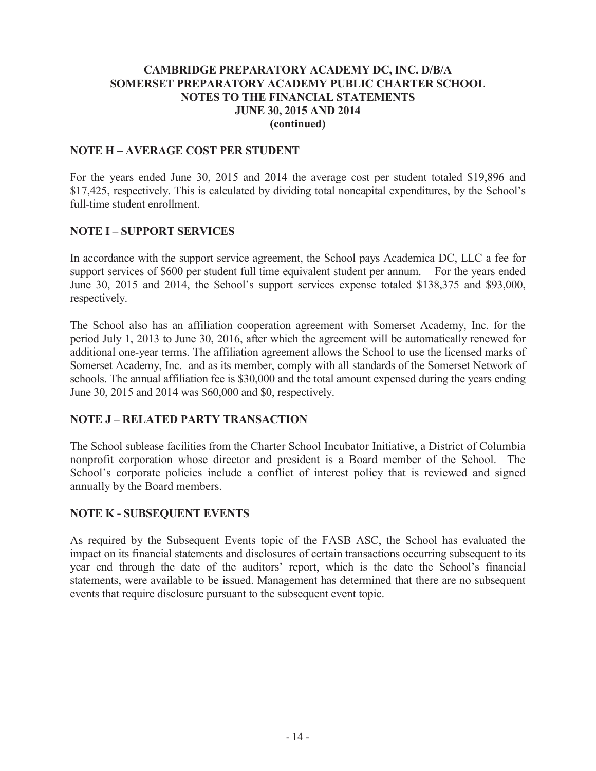**CAMBRIDGE PREPARATORY ACADEMY DC, INC. D/B/A**
**SOMERSET PREPARATORY ACADEMY PUBLIC CHARTER SCHOOL**
**NOTES TO THE FINANCIAL STATEMENTS**
**JUNE 30, 2015 AND 2014**
**(continued)**

## NOTE H – AVERAGE COST PER STUDENT

For the years ended June 30, 2015 and 2014 the average cost per student totaled $19,896 and $17,425, respectively. This is calculated by dividing total noncapital expenditures, by the School's full-time student enrollment.

## NOTE I – SUPPORT SERVICES

In accordance with the support service agreement, the School pays Academica DC, LLC a fee for support services of $600 per student full time equivalent student per annum. For the years ended June 30, 2015 and 2014, the School's support services expense totaled $138,375 and $93,000, respectively.

The School also has an affiliation cooperation agreement with Somerset Academy, Inc. for the period July 1, 2013 to June 30, 2016, after which the agreement will be automatically renewed for additional one-year terms. The affiliation agreement allows the School to use the licensed marks of Somerset Academy, Inc. and as its member, comply with all standards of the Somerset Network of schools. The annual affiliation fee is $30,000 and the total amount expensed during the years ending June 30, 2015 and 2014 was $60,000 and $0, respectively.

## NOTE J – RELATED PARTY TRANSACTION

The School sublease facilities from the Charter School Incubator Initiative, a District of Columbia nonprofit corporation whose director and president is a Board member of the School. The School's corporate policies include a conflict of interest policy that is reviewed and signed annually by the Board members.

## NOTE K - SUBSEQUENT EVENTS

As required by the Subsequent Events topic of the FASB ASC, the School has evaluated the impact on its financial statements and disclosures of certain transactions occurring subsequent to its year end through the date of the auditors' report, which is the date the School's financial statements, were available to be issued. Management has determined that there are no subsequent events that require disclosure pursuant to the subsequent event topic.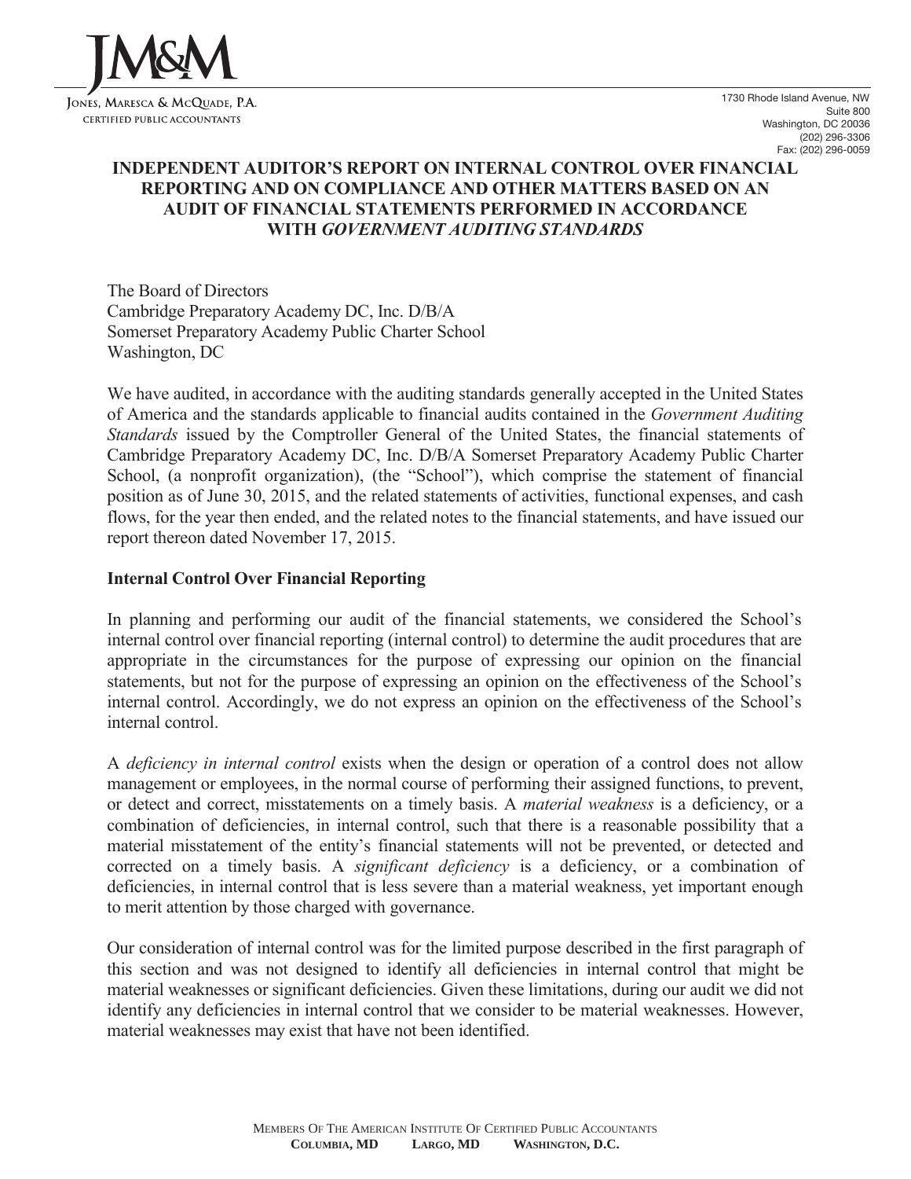JM&M

Jones, Maresca & McQuade, P.A.
Certified Public Accountants

1730 Rhode Island Avenue, NW
Suite 800
Washington, DC 20036
(202) 296-3306
Fax: (202) 296-0059

## INDEPENDENT AUDITOR'S REPORT ON INTERNAL CONTROL OVER FINANCIAL REPORTING AND ON COMPLIANCE AND OTHER MATTERS BASED ON AN AUDIT OF FINANCIAL STATEMENTS PERFORMED IN ACCORDANCE WITH *GOVERNMENT AUDITING STANDARDS*

The Board of Directors
Cambridge Preparatory Academy DC, Inc. D/B/A
Somerset Preparatory Academy Public Charter School
Washington, DC

We have audited, in accordance with the auditing standards generally accepted in the United States of America and the standards applicable to financial audits contained in the *Government Auditing Standards* issued by the Comptroller General of the United States, the financial statements of Cambridge Preparatory Academy DC, Inc. D/B/A Somerset Preparatory Academy Public Charter School, (a nonprofit organization), (the "School"), which comprise the statement of financial position as of June 30, 2015, and the related statements of activities, functional expenses, and cash flows, for the year then ended, and the related notes to the financial statements, and have issued our report thereon dated November 17, 2015.

**Internal Control Over Financial Reporting**

In planning and performing our audit of the financial statements, we considered the School's internal control over financial reporting (internal control) to determine the audit procedures that are appropriate in the circumstances for the purpose of expressing our opinion on the financial statements, but not for the purpose of expressing an opinion on the effectiveness of the School's internal control. Accordingly, we do not express an opinion on the effectiveness of the School's internal control.

A *deficiency in internal control* exists when the design or operation of a control does not allow management or employees, in the normal course of performing their assigned functions, to prevent, or detect and correct, misstatements on a timely basis. A *material weakness* is a deficiency, or a combination of deficiencies, in internal control, such that there is a reasonable possibility that a material misstatement of the entity's financial statements will not be prevented, or detected and corrected on a timely basis. A *significant deficiency* is a deficiency, or a combination of deficiencies, in internal control that is less severe than a material weakness, yet important enough to merit attention by those charged with governance.

Our consideration of internal control was for the limited purpose described in the first paragraph of this section and was not designed to identify all deficiencies in internal control that might be material weaknesses or significant deficiencies. Given these limitations, during our audit we did not identify any deficiencies in internal control that we consider to be material weaknesses. However, material weaknesses may exist that have not been identified.

Members Of The American Institute Of Certified Public Accountants
**Columbia, MD Largo, MD Washington, D.C.**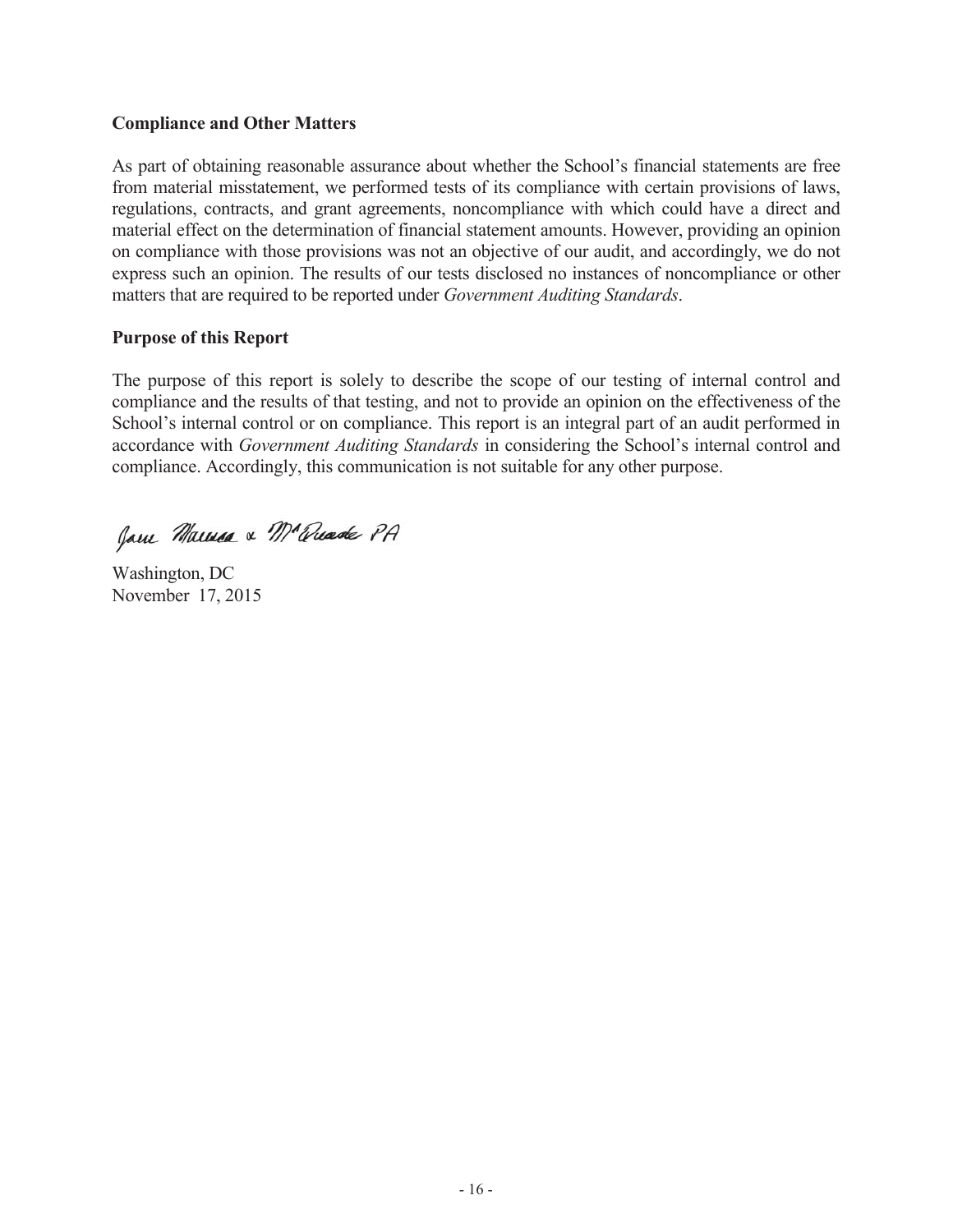## Compliance and Other Matters

As part of obtaining reasonable assurance about whether the School's financial statements are free from material misstatement, we performed tests of its compliance with certain provisions of laws, regulations, contracts, and grant agreements, noncompliance with which could have a direct and material effect on the determination of financial statement amounts. However, providing an opinion on compliance with those provisions was not an objective of our audit, and accordingly, we do not express such an opinion. The results of our tests disclosed no instances of noncompliance or other matters that are required to be reported under *Government Auditing Standards*.

## Purpose of this Report

The purpose of this report is solely to describe the scope of our testing of internal control and compliance and the results of that testing, and not to provide an opinion on the effectiveness of the School's internal control or on compliance. This report is an integral part of an audit performed in accordance with *Government Auditing Standards* in considering the School's internal control and compliance. Accordingly, this communication is not suitable for any other purpose.

Jame Marinoa & McQuade PA

Washington, DC
November 17, 2015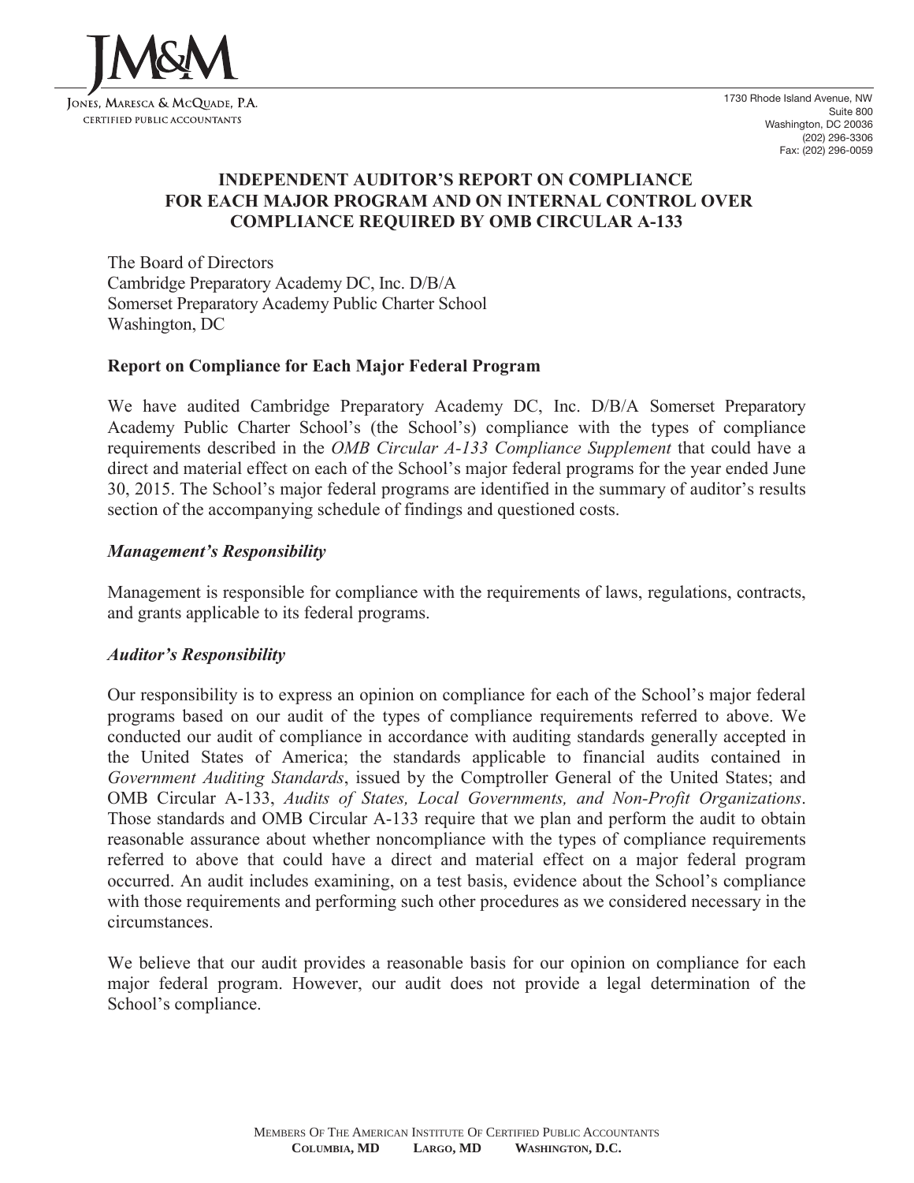JM&M

JONES, MARESCA & MCQUADE, P.A.
CERTIFIED PUBLIC ACCOUNTANTS

1730 Rhode Island Avenue, NW
Suite 800
Washington, DC 20036
(202) 296-3306
Fax: (202) 296-0059

## INDEPENDENT AUDITOR'S REPORT ON COMPLIANCE FOR EACH MAJOR PROGRAM AND ON INTERNAL CONTROL OVER COMPLIANCE REQUIRED BY OMB CIRCULAR A-133

The Board of Directors
Cambridge Preparatory Academy DC, Inc. D/B/A
Somerset Preparatory Academy Public Charter School
Washington, DC

### Report on Compliance for Each Major Federal Program

We have audited Cambridge Preparatory Academy DC, Inc. D/B/A Somerset Preparatory Academy Public Charter School's (the School's) compliance with the types of compliance requirements described in the *OMB Circular A-133 Compliance Supplement* that could have a direct and material effect on each of the School's major federal programs for the year ended June 30, 2015. The School's major federal programs are identified in the summary of auditor's results section of the accompanying schedule of findings and questioned costs.

#### *Management's Responsibility*

Management is responsible for compliance with the requirements of laws, regulations, contracts, and grants applicable to its federal programs.

#### *Auditor's Responsibility*

Our responsibility is to express an opinion on compliance for each of the School's major federal programs based on our audit of the types of compliance requirements referred to above. We conducted our audit of compliance in accordance with auditing standards generally accepted in the United States of America; the standards applicable to financial audits contained in *Government Auditing Standards*, issued by the Comptroller General of the United States; and OMB Circular A-133, *Audits of States, Local Governments, and Non-Profit Organizations*. Those standards and OMB Circular A-133 require that we plan and perform the audit to obtain reasonable assurance about whether noncompliance with the types of compliance requirements referred to above that could have a direct and material effect on a major federal program occurred. An audit includes examining, on a test basis, evidence about the School's compliance with those requirements and performing such other procedures as we considered necessary in the circumstances.

We believe that our audit provides a reasonable basis for our opinion on compliance for each major federal program. However, our audit does not provide a legal determination of the School's compliance.

MEMBERS OF THE AMERICAN INSTITUTE OF CERTIFIED PUBLIC ACCOUNTANTS
**COLUMBIA, MD LARGO, MD WASHINGTON, D.C.**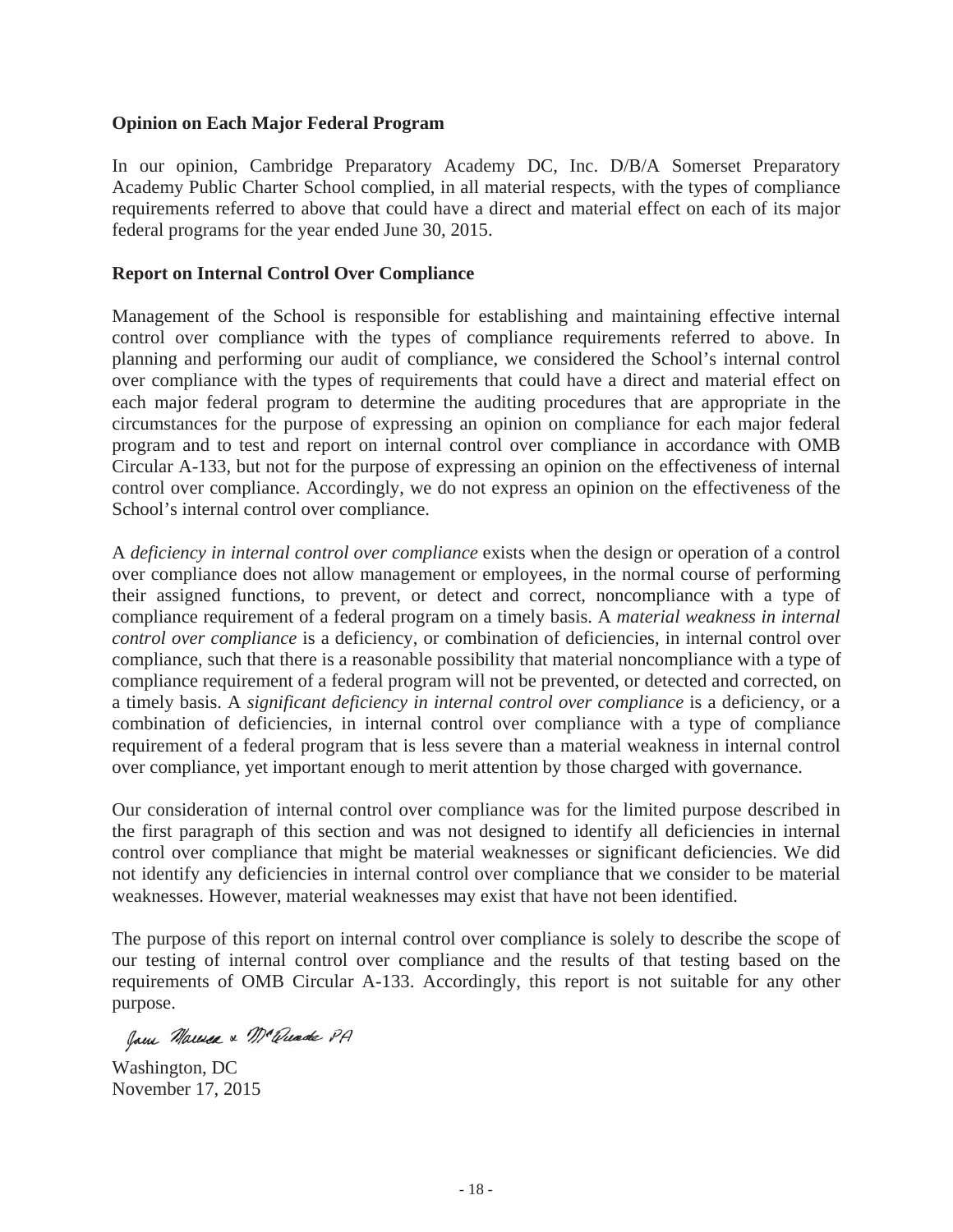### Opinion on Each Major Federal Program

In our opinion, Cambridge Preparatory Academy DC, Inc. D/B/A Somerset Preparatory Academy Public Charter School complied, in all material respects, with the types of compliance requirements referred to above that could have a direct and material effect on each of its major federal programs for the year ended June 30, 2015.

### Report on Internal Control Over Compliance

Management of the School is responsible for establishing and maintaining effective internal control over compliance with the types of compliance requirements referred to above. In planning and performing our audit of compliance, we considered the School's internal control over compliance with the types of requirements that could have a direct and material effect on each major federal program to determine the auditing procedures that are appropriate in the circumstances for the purpose of expressing an opinion on compliance for each major federal program and to test and report on internal control over compliance in accordance with OMB Circular A-133, but not for the purpose of expressing an opinion on the effectiveness of internal control over compliance. Accordingly, we do not express an opinion on the effectiveness of the School's internal control over compliance.

A *deficiency in internal control over compliance* exists when the design or operation of a control over compliance does not allow management or employees, in the normal course of performing their assigned functions, to prevent, or detect and correct, noncompliance with a type of compliance requirement of a federal program on a timely basis. A *material weakness in internal control over compliance* is a deficiency, or combination of deficiencies, in internal control over compliance, such that there is a reasonable possibility that material noncompliance with a type of compliance requirement of a federal program will not be prevented, or detected and corrected, on a timely basis. A *significant deficiency in internal control over compliance* is a deficiency, or a combination of deficiencies, in internal control over compliance with a type of compliance requirement of a federal program that is less severe than a material weakness in internal control over compliance, yet important enough to merit attention by those charged with governance.

Our consideration of internal control over compliance was for the limited purpose described in the first paragraph of this section and was not designed to identify all deficiencies in internal control over compliance that might be material weaknesses or significant deficiencies. We did not identify any deficiencies in internal control over compliance that we consider to be material weaknesses. However, material weaknesses may exist that have not been identified.

The purpose of this report on internal control over compliance is solely to describe the scope of our testing of internal control over compliance and the results of that testing based on the requirements of OMB Circular A-133. Accordingly, this report is not suitable for any other purpose.

Jones Marcus & McQuade PA

Washington, DC
November 17, 2015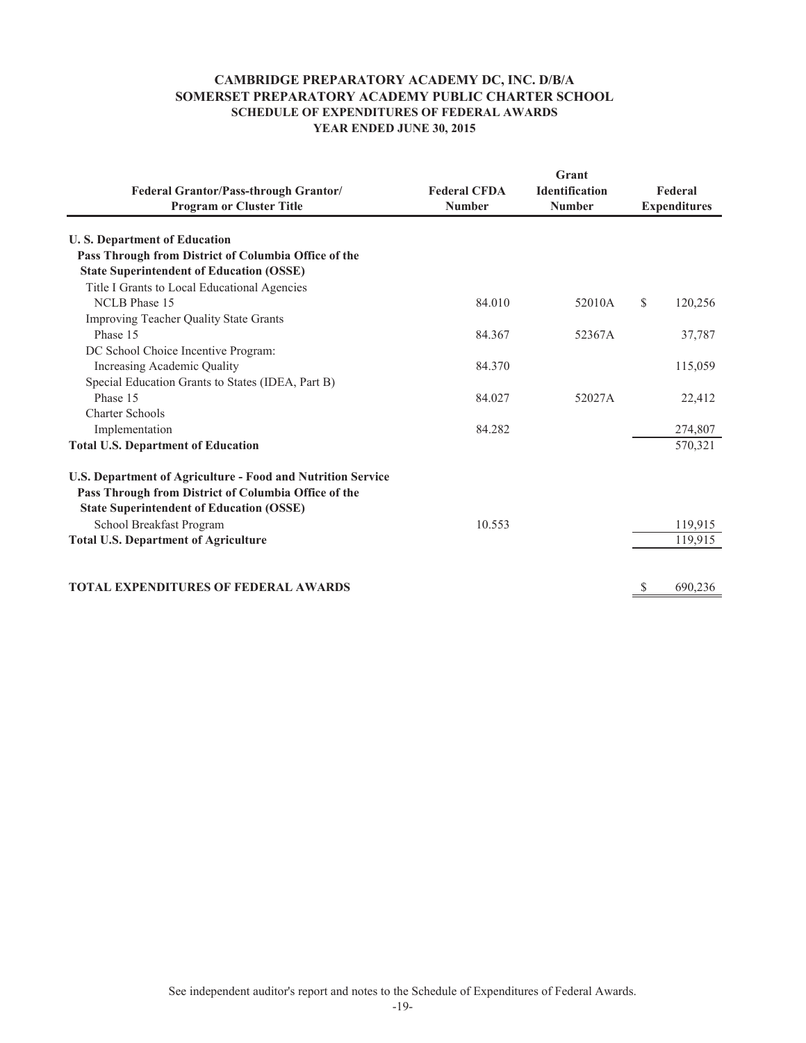# CAMBRIDGE PREPARATORY ACADEMY DC, INC. D/B/A
# SOMERSET PREPARATORY ACADEMY PUBLIC CHARTER SCHOOL
## SCHEDULE OF EXPENDITURES OF FEDERAL AWARDS
## YEAR ENDED JUNE 30, 2015

| Federal Grantor/Pass-through Grantor/ Program or Cluster Title | Federal CFDA Number | Grant Identification Number | Federal Expenditures |
|---|---|---|---|
| **U. S. Department of Education** | | | |
| **Pass Through from District of Columbia Office of the State Superintendent of Education (OSSE)** | | | |
| Title I Grants to Local Educational Agencies | | | |
| NCLB Phase 15 | 84.010 | 52010A | $ 120,256 |
| Improving Teacher Quality State Grants | | | |
| Phase 15 | 84.367 | 52367A | 37,787 |
| DC School Choice Incentive Program: | | | |
| Increasing Academic Quality | 84.370 | | 115,059 |
| Special Education Grants to States (IDEA, Part B) | | | |
| Phase 15 | 84.027 | 52027A | 22,412 |
| Charter Schools | | | |
| Implementation | 84.282 | | 274,807 |
| **Total U.S. Department of Education** | | | 570,321 |
| **U.S. Department of Agriculture - Food and Nutrition Service** | | | |
| **Pass Through from District of Columbia Office of the State Superintendent of Education (OSSE)** | | | |
| School Breakfast Program | 10.553 | | 119,915 |
| **Total U.S. Department of Agriculture** | | | 119,915 |
| **TOTAL EXPENDITURES OF FEDERAL AWARDS** | | | $ 690,236 |

See independent auditor's report and notes to the Schedule of Expenditures of Federal Awards.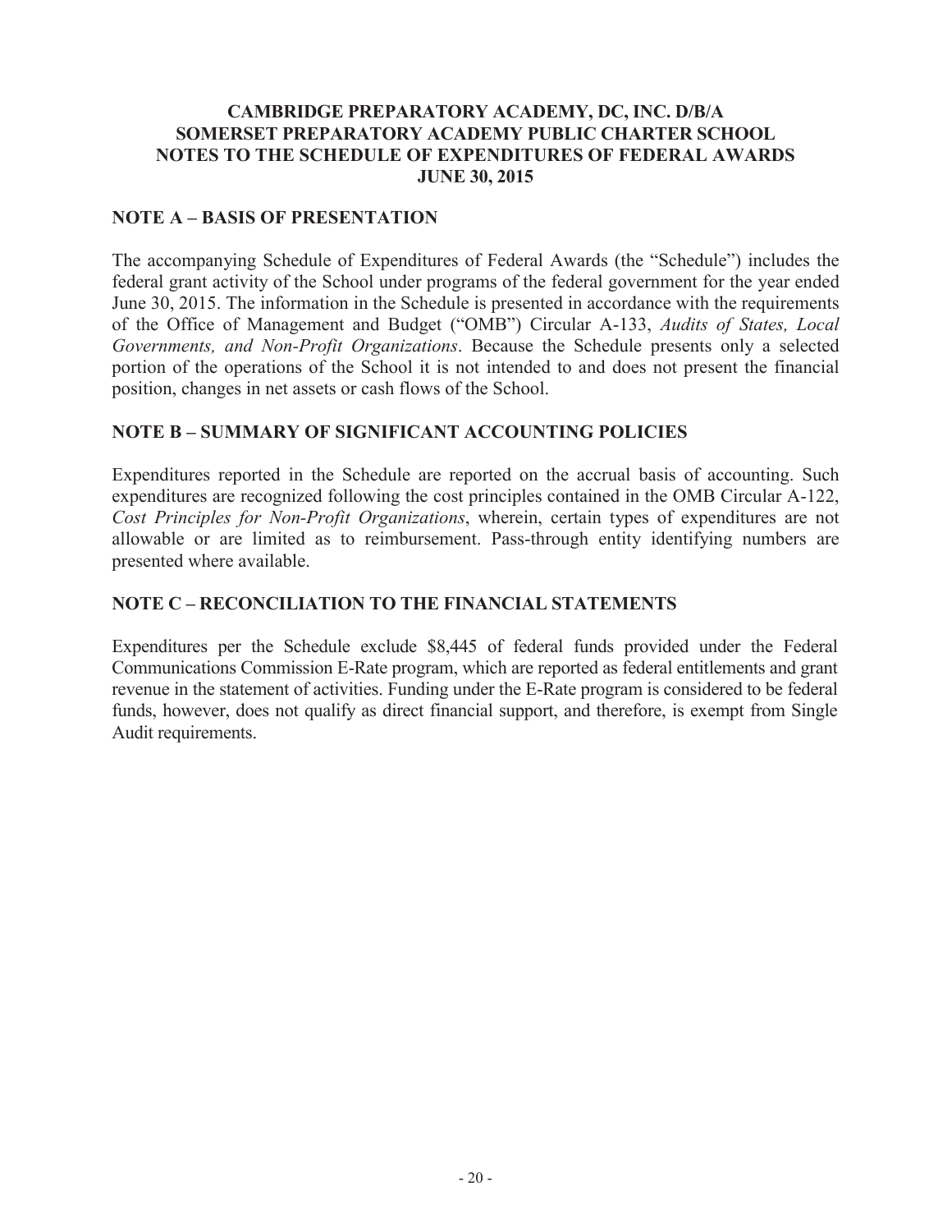# CAMBRIDGE PREPARATORY ACADEMY, DC, INC. D/B/A SOMERSET PREPARATORY ACADEMY PUBLIC CHARTER SCHOOL NOTES TO THE SCHEDULE OF EXPENDITURES OF FEDERAL AWARDS JUNE 30, 2015

## NOTE A – BASIS OF PRESENTATION

The accompanying Schedule of Expenditures of Federal Awards (the "Schedule") includes the federal grant activity of the School under programs of the federal government for the year ended June 30, 2015. The information in the Schedule is presented in accordance with the requirements of the Office of Management and Budget ("OMB") Circular A-133, *Audits of States, Local Governments, and Non-Profit Organizations*. Because the Schedule presents only a selected portion of the operations of the School it is not intended to and does not present the financial position, changes in net assets or cash flows of the School.

## NOTE B – SUMMARY OF SIGNIFICANT ACCOUNTING POLICIES

Expenditures reported in the Schedule are reported on the accrual basis of accounting. Such expenditures are recognized following the cost principles contained in the OMB Circular A-122, *Cost Principles for Non-Profit Organizations*, wherein, certain types of expenditures are not allowable or are limited as to reimbursement. Pass-through entity identifying numbers are presented where available.

## NOTE C – RECONCILIATION TO THE FINANCIAL STATEMENTS

Expenditures per the Schedule exclude $8,445 of federal funds provided under the Federal Communications Commission E-Rate program, which are reported as federal entitlements and grant revenue in the statement of activities. Funding under the E-Rate program is considered to be federal funds, however, does not qualify as direct financial support, and therefore, is exempt from Single Audit requirements.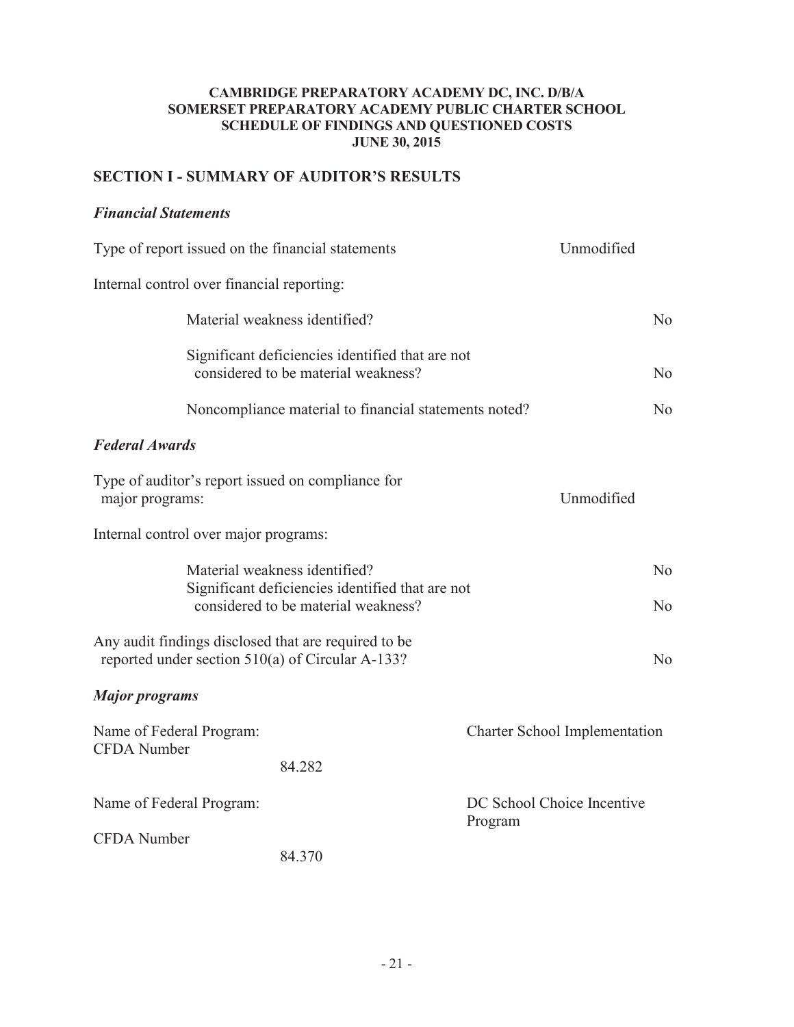**CAMBRIDGE PREPARATORY ACADEMY DC, INC. D/B/A**
**SOMERSET PREPARATORY ACADEMY PUBLIC CHARTER SCHOOL**
**SCHEDULE OF FINDINGS AND QUESTIONED COSTS**
**JUNE 30, 2015**

## SECTION I - SUMMARY OF AUDITOR'S RESULTS

### *Financial Statements*

| | | |
|---|---|---|
| Type of report issued on the financial statements | Unmodified | |
| Internal control over financial reporting: | | |
| Material weakness identified? | | No |
| Significant deficiencies identified that are not considered to be material weakness? | | No |
| Noncompliance material to financial statements noted? | | No |

### *Federal Awards*

| | | |
|---|---|---|
| Type of auditor's report issued on compliance for major programs: | Unmodified | |
| Internal control over major programs: | | |
| Material weakness identified? | | No |
| Significant deficiencies identified that are not considered to be material weakness? | | No |
| Any audit findings disclosed that are required to be reported under section 510(a) of Circular A-133? | | No |

### *Major programs*

| | |
|---|---|
| Name of Federal Program: | Charter School Implementation |
| CFDA Number 84.282 | |
| Name of Federal Program: | DC School Choice Incentive Program |
| CFDA Number 84.370 | |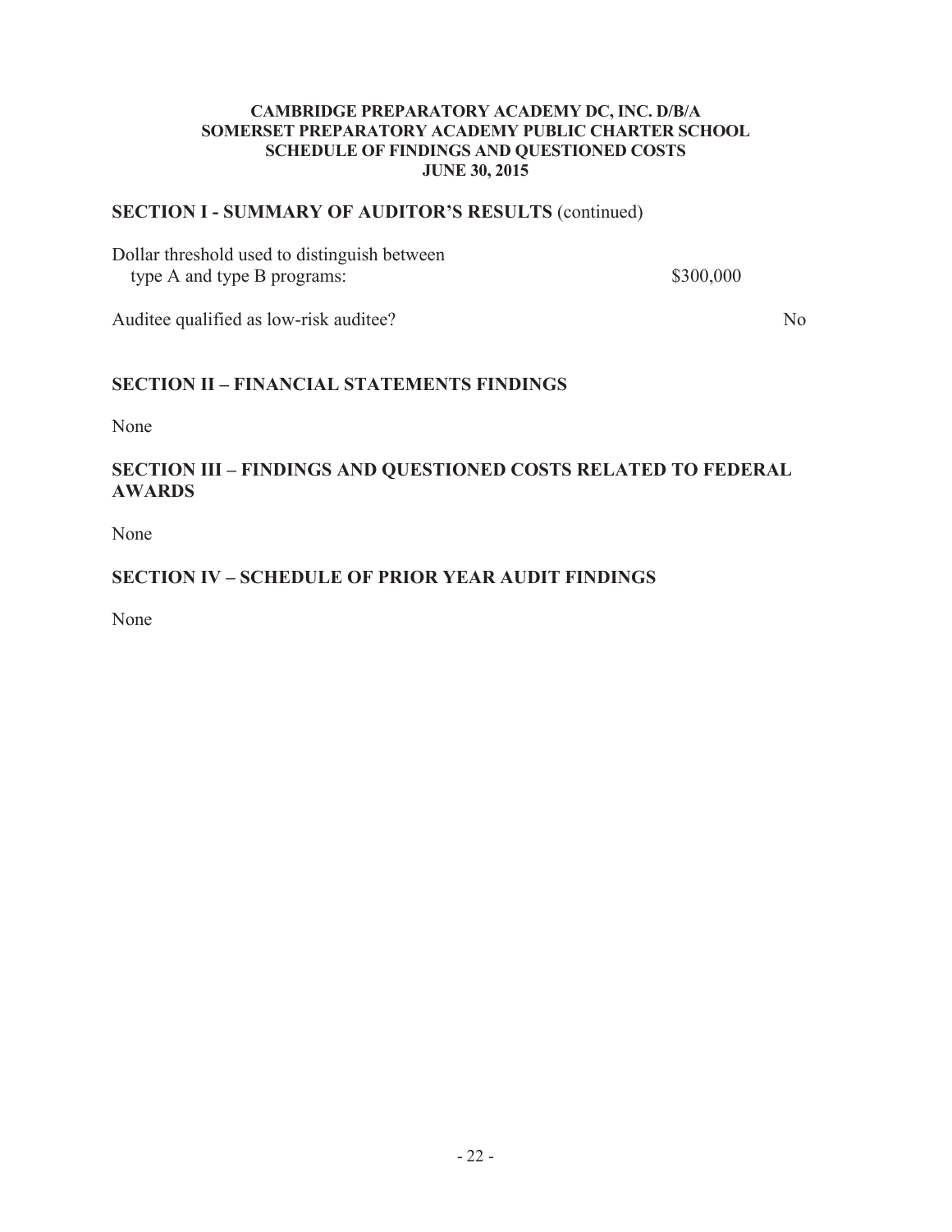**CAMBRIDGE PREPARATORY ACADEMY DC, INC. D/B/A**
**SOMERSET PREPARATORY ACADEMY PUBLIC CHARTER SCHOOL**
**SCHEDULE OF FINDINGS AND QUESTIONED COSTS**
**JUNE 30, 2015**

## SECTION I - SUMMARY OF AUDITOR'S RESULTS (continued)

| | |
|---|---|
| Dollar threshold used to distinguish between type A and type B programs: | \$300,000 |
| Auditee qualified as low-risk auditee? | No |

## SECTION II – FINANCIAL STATEMENTS FINDINGS

None

## SECTION III – FINDINGS AND QUESTIONED COSTS RELATED TO FEDERAL AWARDS

None

## SECTION IV – SCHEDULE OF PRIOR YEAR AUDIT FINDINGS

None